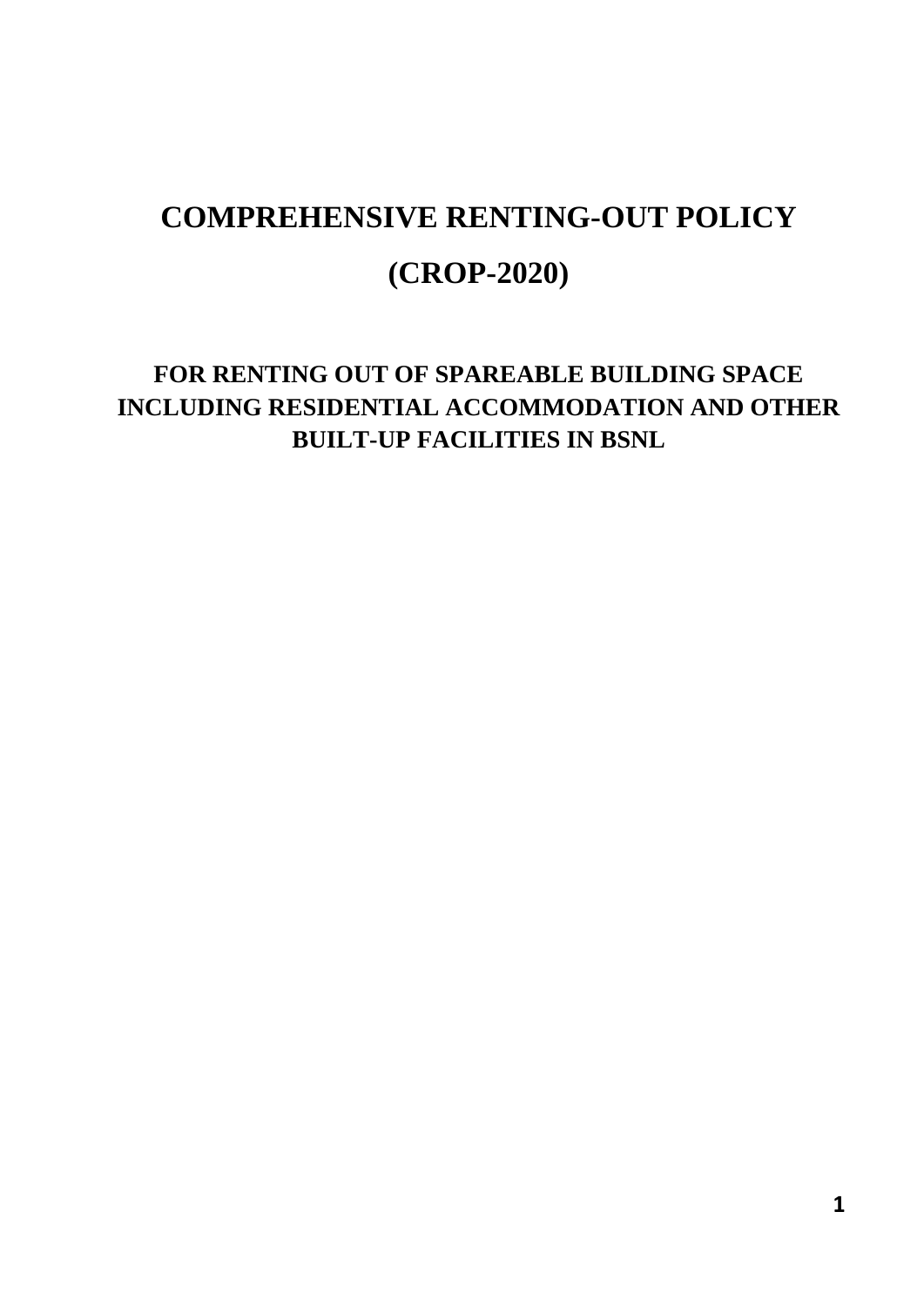# COMPREHENSIVE RENTING-OUT POLICY

# (CROP-2020)

## FOR RENTING OUT OF SPAREABLE BUILDING SPACE INCLUDING RESIDENTIAL ACCOMMODATION AND OTHER BUILT-UP FACILITIES IN BSNL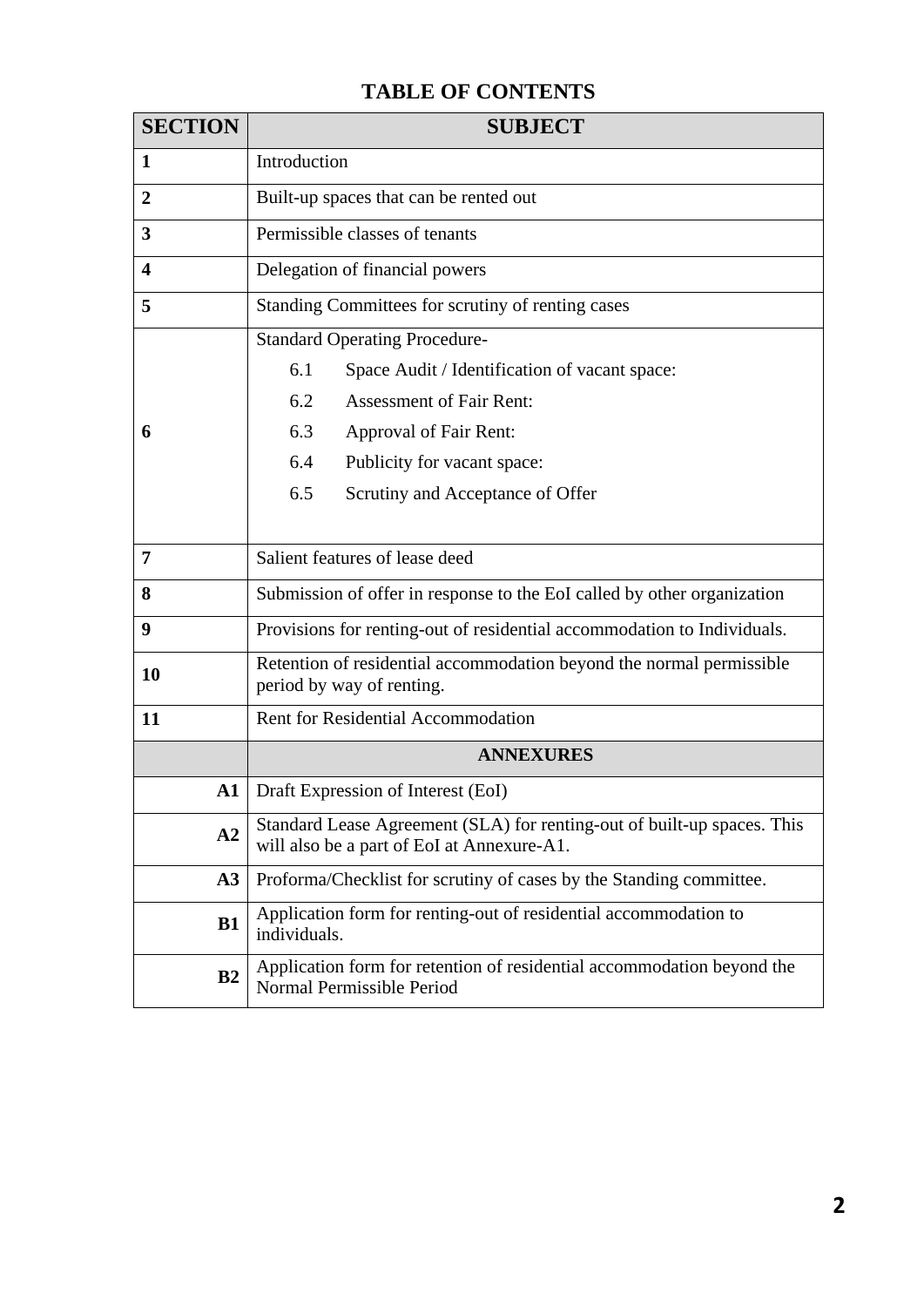# TABLE OF CONTENTS

| SECTION | SUBJECT |
|---|---|
| **1** | Introduction |
| **2** | Built-up spaces that can be rented out |
| **3** | Permissible classes of tenants |
| **4** | Delegation of financial powers |
| **5** | Standing Committees for scrutiny of renting cases |
| **6** | Standard Operating Procedure-<br>6.1 Space Audit / Identification of vacant space:<br>6.2 Assessment of Fair Rent:<br>6.3 Approval of Fair Rent:<br>6.4 Publicity for vacant space:<br>6.5 Scrutiny and Acceptance of Offer |
| **7** | Salient features of lease deed |
| **8** | Submission of offer in response to the EoI called by other organization |
| **9** | Provisions for renting-out of residential accommodation to Individuals. |
| **10** | Retention of residential accommodation beyond the normal permissible period by way of renting. |
| **11** | Rent for Residential Accommodation |
| | **ANNEXURES** |
| **A1** | Draft Expression of Interest (EoI) |
| **A2** | Standard Lease Agreement (SLA) for renting-out of built-up spaces. This will also be a part of EoI at Annexure-A1. |
| **A3** | Proforma/Checklist for scrutiny of cases by the Standing committee. |
| **B1** | Application form for renting-out of residential accommodation to individuals. |
| **B2** | Application form for retention of residential accommodation beyond the Normal Permissible Period |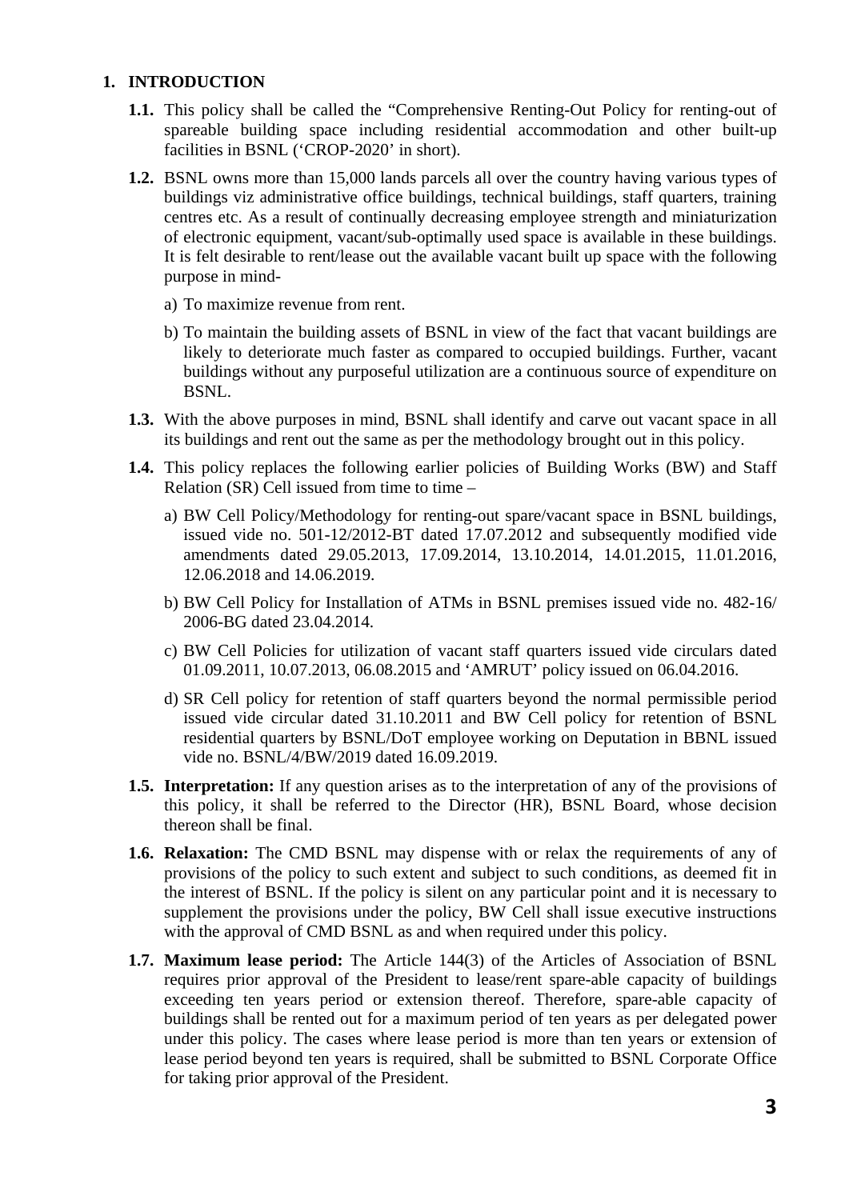## 1. INTRODUCTION

**1.1.** This policy shall be called the "Comprehensive Renting-Out Policy for renting-out of spareable building space including residential accommodation and other built-up facilities in BSNL ('CROP-2020' in short).

**1.2.** BSNL owns more than 15,000 lands parcels all over the country having various types of buildings viz administrative office buildings, technical buildings, staff quarters, training centres etc. As a result of continually decreasing employee strength and miniaturization of electronic equipment, vacant/sub-optimally used space is available in these buildings. It is felt desirable to rent/lease out the available vacant built up space with the following purpose in mind-

a) To maximize revenue from rent.

b) To maintain the building assets of BSNL in view of the fact that vacant buildings are likely to deteriorate much faster as compared to occupied buildings. Further, vacant buildings without any purposeful utilization are a continuous source of expenditure on BSNL.

**1.3.** With the above purposes in mind, BSNL shall identify and carve out vacant space in all its buildings and rent out the same as per the methodology brought out in this policy.

**1.4.** This policy replaces the following earlier policies of Building Works (BW) and Staff Relation (SR) Cell issued from time to time –

a) BW Cell Policy/Methodology for renting-out spare/vacant space in BSNL buildings, issued vide no. 501-12/2012-BT dated 17.07.2012 and subsequently modified vide amendments dated 29.05.2013, 17.09.2014, 13.10.2014, 14.01.2015, 11.01.2016, 12.06.2018 and 14.06.2019.

b) BW Cell Policy for Installation of ATMs in BSNL premises issued vide no. 482-16/ 2006-BG dated 23.04.2014.

c) BW Cell Policies for utilization of vacant staff quarters issued vide circulars dated 01.09.2011, 10.07.2013, 06.08.2015 and 'AMRUT' policy issued on 06.04.2016.

d) SR Cell policy for retention of staff quarters beyond the normal permissible period issued vide circular dated 31.10.2011 and BW Cell policy for retention of BSNL residential quarters by BSNL/DoT employee working on Deputation in BBNL issued vide no. BSNL/4/BW/2019 dated 16.09.2019.

**1.5. Interpretation:** If any question arises as to the interpretation of any of the provisions of this policy, it shall be referred to the Director (HR), BSNL Board, whose decision thereon shall be final.

**1.6. Relaxation:** The CMD BSNL may dispense with or relax the requirements of any of provisions of the policy to such extent and subject to such conditions, as deemed fit in the interest of BSNL. If the policy is silent on any particular point and it is necessary to supplement the provisions under the policy, BW Cell shall issue executive instructions with the approval of CMD BSNL as and when required under this policy.

**1.7. Maximum lease period:** The Article 144(3) of the Articles of Association of BSNL requires prior approval of the President to lease/rent spare-able capacity of buildings exceeding ten years period or extension thereof. Therefore, spare-able capacity of buildings shall be rented out for a maximum period of ten years as per delegated power under this policy. The cases where lease period is more than ten years or extension of lease period beyond ten years is required, shall be submitted to BSNL Corporate Office for taking prior approval of the President.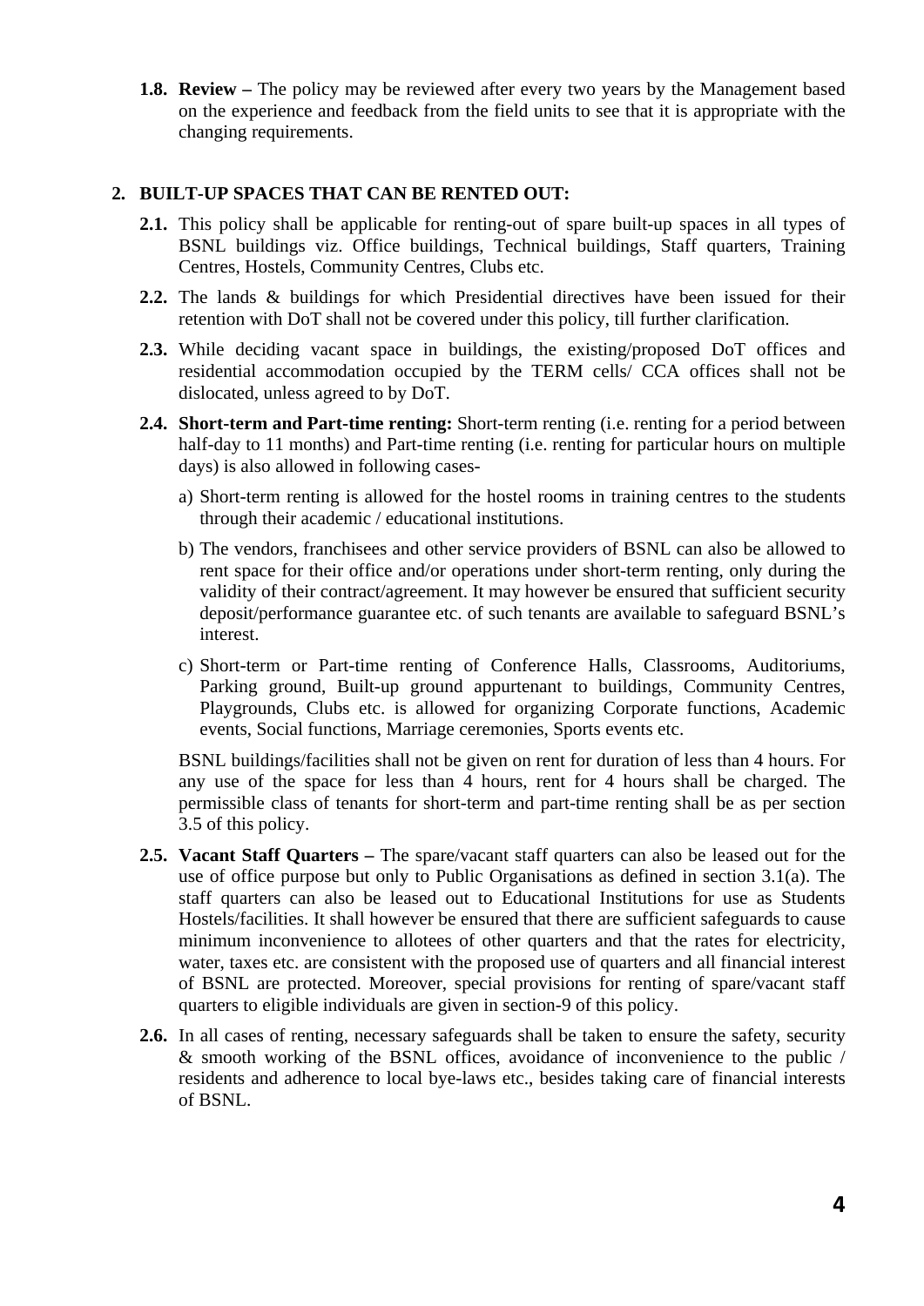**1.8. Review –** The policy may be reviewed after every two years by the Management based on the experience and feedback from the field units to see that it is appropriate with the changing requirements.

## 2. BUILT-UP SPACES THAT CAN BE RENTED OUT:

**2.1.** This policy shall be applicable for renting-out of spare built-up spaces in all types of BSNL buildings viz. Office buildings, Technical buildings, Staff quarters, Training Centres, Hostels, Community Centres, Clubs etc.

**2.2.** The lands & buildings for which Presidential directives have been issued for their retention with DoT shall not be covered under this policy, till further clarification.

**2.3.** While deciding vacant space in buildings, the existing/proposed DoT offices and residential accommodation occupied by the TERM cells/ CCA offices shall not be dislocated, unless agreed to by DoT.

**2.4. Short-term and Part-time renting:** Short-term renting (i.e. renting for a period between half-day to 11 months) and Part-time renting (i.e. renting for particular hours on multiple days) is also allowed in following cases-

a) Short-term renting is allowed for the hostel rooms in training centres to the students through their academic / educational institutions.

b) The vendors, franchisees and other service providers of BSNL can also be allowed to rent space for their office and/or operations under short-term renting, only during the validity of their contract/agreement. It may however be ensured that sufficient security deposit/performance guarantee etc. of such tenants are available to safeguard BSNL's interest.

c) Short-term or Part-time renting of Conference Halls, Classrooms, Auditoriums, Parking ground, Built-up ground appurtenant to buildings, Community Centres, Playgrounds, Clubs etc. is allowed for organizing Corporate functions, Academic events, Social functions, Marriage ceremonies, Sports events etc.

BSNL buildings/facilities shall not be given on rent for duration of less than 4 hours. For any use of the space for less than 4 hours, rent for 4 hours shall be charged. The permissible class of tenants for short-term and part-time renting shall be as per section 3.5 of this policy.

**2.5. Vacant Staff Quarters –** The spare/vacant staff quarters can also be leased out for the use of office purpose but only to Public Organisations as defined in section 3.1(a). The staff quarters can also be leased out to Educational Institutions for use as Students Hostels/facilities. It shall however be ensured that there are sufficient safeguards to cause minimum inconvenience to allotees of other quarters and that the rates for electricity, water, taxes etc. are consistent with the proposed use of quarters and all financial interest of BSNL are protected. Moreover, special provisions for renting of spare/vacant staff quarters to eligible individuals are given in section-9 of this policy.

**2.6.** In all cases of renting, necessary safeguards shall be taken to ensure the safety, security & smooth working of the BSNL offices, avoidance of inconvenience to the public / residents and adherence to local bye-laws etc., besides taking care of financial interests of BSNL.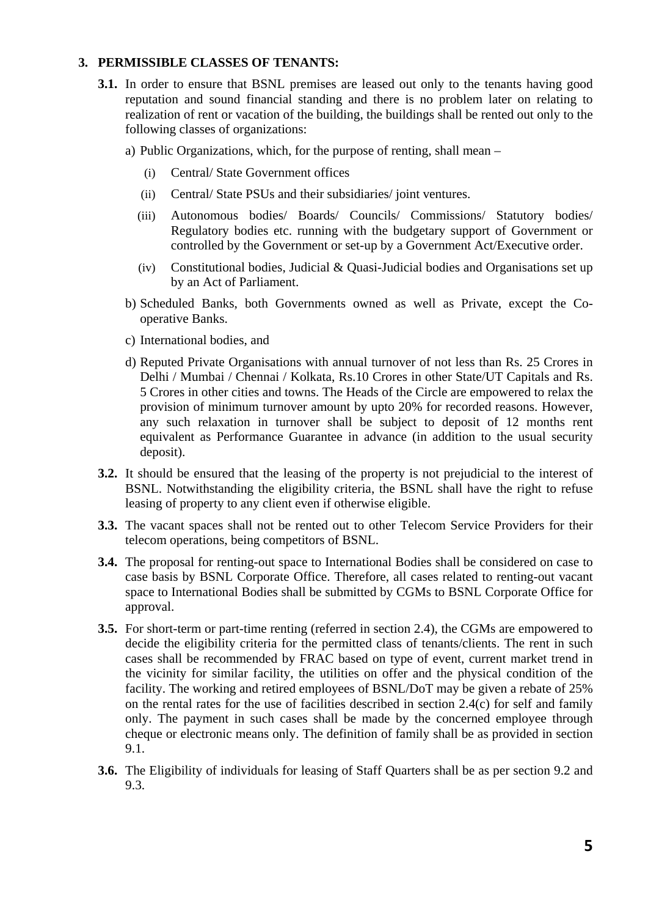## 3. PERMISSIBLE CLASSES OF TENANTS:

**3.1.** In order to ensure that BSNL premises are leased out only to the tenants having good reputation and sound financial standing and there is no problem later on relating to realization of rent or vacation of the building, the buildings shall be rented out only to the following classes of organizations:

a) Public Organizations, which, for the purpose of renting, shall mean –

   (i) Central/ State Government offices

   (ii) Central/ State PSUs and their subsidiaries/ joint ventures.

   (iii) Autonomous bodies/ Boards/ Councils/ Commissions/ Statutory bodies/ Regulatory bodies etc. running with the budgetary support of Government or controlled by the Government or set-up by a Government Act/Executive order.

   (iv) Constitutional bodies, Judicial & Quasi-Judicial bodies and Organisations set up by an Act of Parliament.

b) Scheduled Banks, both Governments owned as well as Private, except the Co-operative Banks.

c) International bodies, and

d) Reputed Private Organisations with annual turnover of not less than Rs. 25 Crores in Delhi / Mumbai / Chennai / Kolkata, Rs.10 Crores in other State/UT Capitals and Rs. 5 Crores in other cities and towns. The Heads of the Circle are empowered to relax the provision of minimum turnover amount by upto 20% for recorded reasons. However, any such relaxation in turnover shall be subject to deposit of 12 months rent equivalent as Performance Guarantee in advance (in addition to the usual security deposit).

**3.2.** It should be ensured that the leasing of the property is not prejudicial to the interest of BSNL. Notwithstanding the eligibility criteria, the BSNL shall have the right to refuse leasing of property to any client even if otherwise eligible.

**3.3.** The vacant spaces shall not be rented out to other Telecom Service Providers for their telecom operations, being competitors of BSNL.

**3.4.** The proposal for renting-out space to International Bodies shall be considered on case to case basis by BSNL Corporate Office. Therefore, all cases related to renting-out vacant space to International Bodies shall be submitted by CGMs to BSNL Corporate Office for approval.

**3.5.** For short-term or part-time renting (referred in section 2.4), the CGMs are empowered to decide the eligibility criteria for the permitted class of tenants/clients. The rent in such cases shall be recommended by FRAC based on type of event, current market trend in the vicinity for similar facility, the utilities on offer and the physical condition of the facility. The working and retired employees of BSNL/DoT may be given a rebate of 25% on the rental rates for the use of facilities described in section 2.4(c) for self and family only. The payment in such cases shall be made by the concerned employee through cheque or electronic means only. The definition of family shall be as provided in section 9.1.

**3.6.** The Eligibility of individuals for leasing of Staff Quarters shall be as per section 9.2 and 9.3.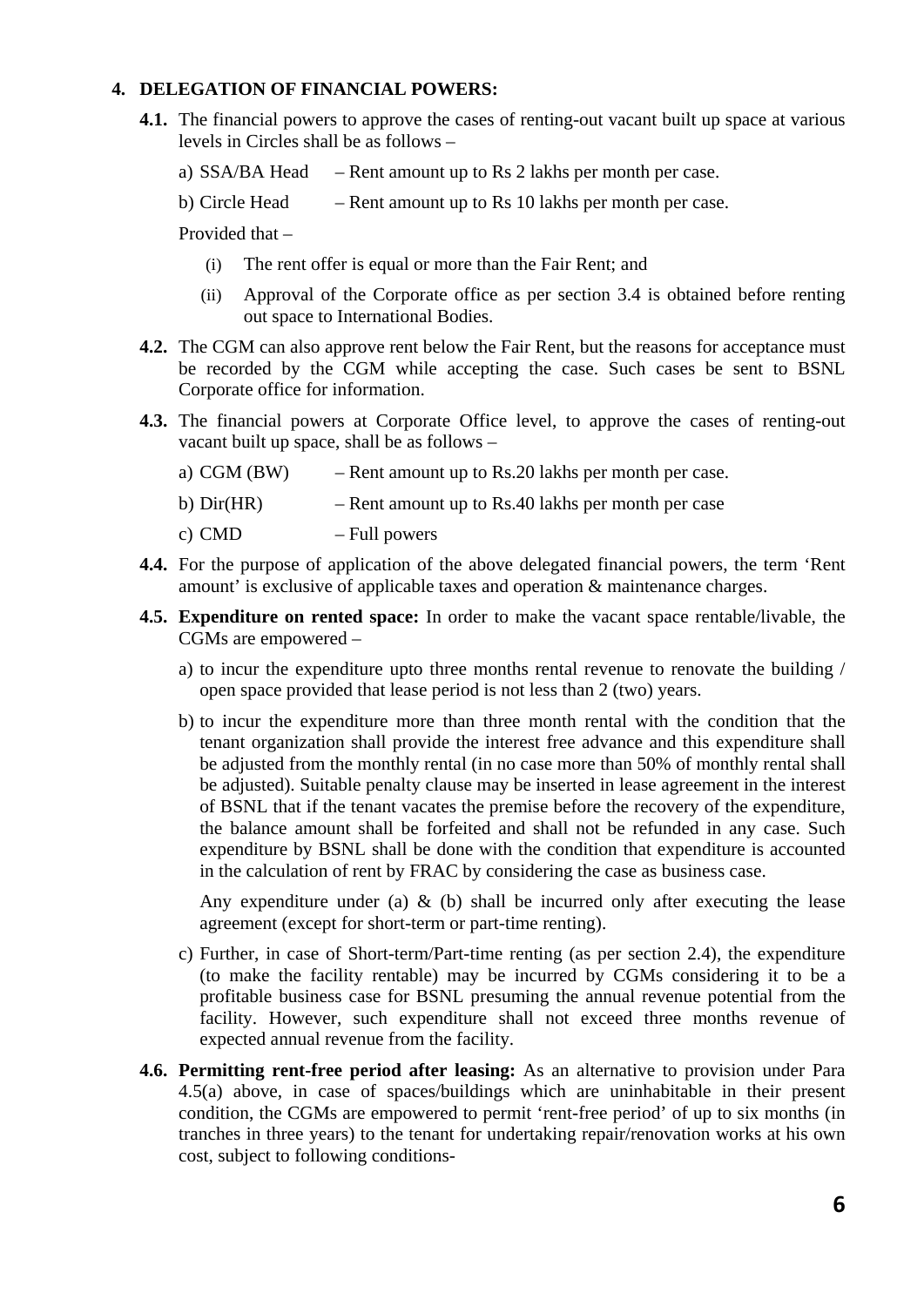## 4. DELEGATION OF FINANCIAL POWERS:

**4.1.** The financial powers to approve the cases of renting-out vacant built up space at various levels in Circles shall be as follows –

a) SSA/BA Head – Rent amount up to Rs 2 lakhs per month per case.

b) Circle Head – Rent amount up to Rs 10 lakhs per month per case.

Provided that –

(i) The rent offer is equal or more than the Fair Rent; and

(ii) Approval of the Corporate office as per section 3.4 is obtained before renting out space to International Bodies.

**4.2.** The CGM can also approve rent below the Fair Rent, but the reasons for acceptance must be recorded by the CGM while accepting the case. Such cases be sent to BSNL Corporate office for information.

**4.3.** The financial powers at Corporate Office level, to approve the cases of renting-out vacant built up space, shall be as follows –

a) CGM (BW) – Rent amount up to Rs.20 lakhs per month per case.

b) Dir(HR) – Rent amount up to Rs.40 lakhs per month per case

c) CMD – Full powers

**4.4.** For the purpose of application of the above delegated financial powers, the term 'Rent amount' is exclusive of applicable taxes and operation & maintenance charges.

**4.5. Expenditure on rented space:** In order to make the vacant space rentable/livable, the CGMs are empowered –

a) to incur the expenditure upto three months rental revenue to renovate the building / open space provided that lease period is not less than 2 (two) years.

b) to incur the expenditure more than three month rental with the condition that the tenant organization shall provide the interest free advance and this expenditure shall be adjusted from the monthly rental (in no case more than 50% of monthly rental shall be adjusted). Suitable penalty clause may be inserted in lease agreement in the interest of BSNL that if the tenant vacates the premise before the recovery of the expenditure, the balance amount shall be forfeited and shall not be refunded in any case. Such expenditure by BSNL shall be done with the condition that expenditure is accounted in the calculation of rent by FRAC by considering the case as business case.

Any expenditure under (a) & (b) shall be incurred only after executing the lease agreement (except for short-term or part-time renting).

c) Further, in case of Short-term/Part-time renting (as per section 2.4), the expenditure (to make the facility rentable) may be incurred by CGMs considering it to be a profitable business case for BSNL presuming the annual revenue potential from the facility. However, such expenditure shall not exceed three months revenue of expected annual revenue from the facility.

**4.6. Permitting rent-free period after leasing:** As an alternative to provision under Para 4.5(a) above, in case of spaces/buildings which are uninhabitable in their present condition, the CGMs are empowered to permit 'rent-free period' of up to six months (in tranches in three years) to the tenant for undertaking repair/renovation works at his own cost, subject to following conditions-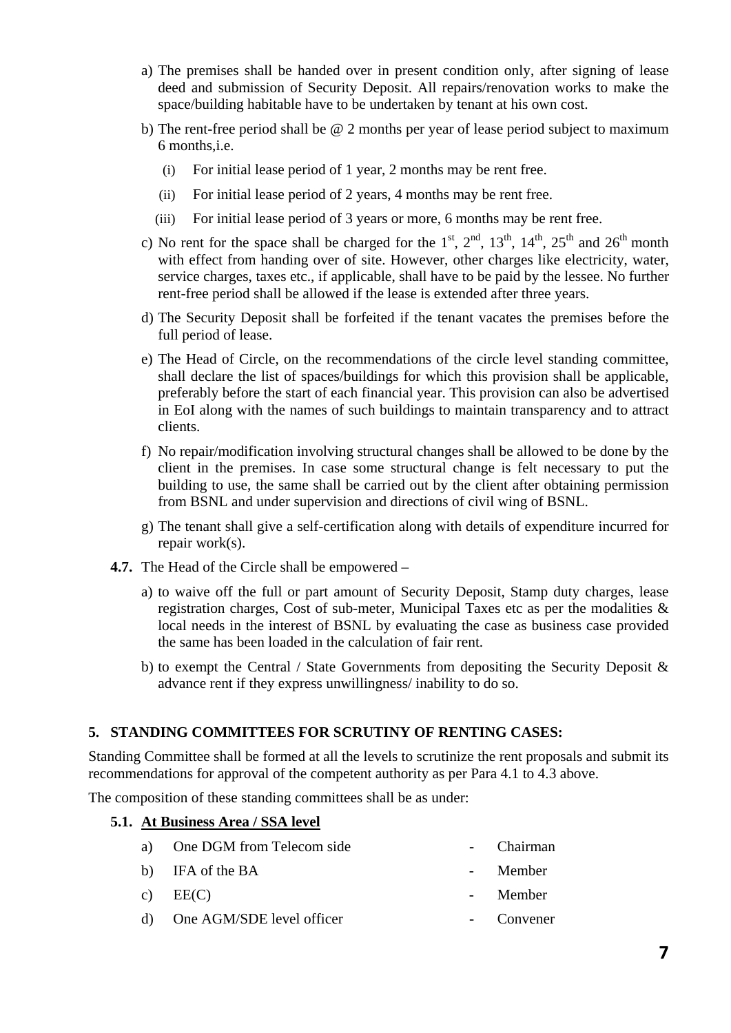a) The premises shall be handed over in present condition only, after signing of lease deed and submission of Security Deposit. All repairs/renovation works to make the space/building habitable have to be undertaken by tenant at his own cost.

b) The rent-free period shall be @ 2 months per year of lease period subject to maximum 6 months,i.e.

   (i) For initial lease period of 1 year, 2 months may be rent free.

   (ii) For initial lease period of 2 years, 4 months may be rent free.

   (iii) For initial lease period of 3 years or more, 6 months may be rent free.

c) No rent for the space shall be charged for the 1st, 2nd, 13th, 14th, 25th and 26th month with effect from handing over of site. However, other charges like electricity, water, service charges, taxes etc., if applicable, shall have to be paid by the lessee. No further rent-free period shall be allowed if the lease is extended after three years.

d) The Security Deposit shall be forfeited if the tenant vacates the premises before the full period of lease.

e) The Head of Circle, on the recommendations of the circle level standing committee, shall declare the list of spaces/buildings for which this provision shall be applicable, preferably before the start of each financial year. This provision can also be advertised in EoI along with the names of such buildings to maintain transparency and to attract clients.

f) No repair/modification involving structural changes shall be allowed to be done by the client in the premises. In case some structural change is felt necessary to put the building to use, the same shall be carried out by the client after obtaining permission from BSNL and under supervision and directions of civil wing of BSNL.

g) The tenant shall give a self-certification along with details of expenditure incurred for repair work(s).

**4.7.** The Head of the Circle shall be empowered –

a) to waive off the full or part amount of Security Deposit, Stamp duty charges, lease registration charges, Cost of sub-meter, Municipal Taxes etc as per the modalities & local needs in the interest of BSNL by evaluating the case as business case provided the same has been loaded in the calculation of fair rent.

b) to exempt the Central / State Governments from depositing the Security Deposit & advance rent if they express unwillingness/ inability to do so.

## 5. STANDING COMMITTEES FOR SCRUTINY OF RENTING CASES:

Standing Committee shall be formed at all the levels to scrutinize the rent proposals and submit its recommendations for approval of the competent authority as per Para 4.1 to 4.3 above.

The composition of these standing committees shall be as under:

**5.1. At Business Area / SSA level**

a) One DGM from Telecom side - Chairman

b) IFA of the BA - Member

c) EE(C) - Member

d) One AGM/SDE level officer - Convener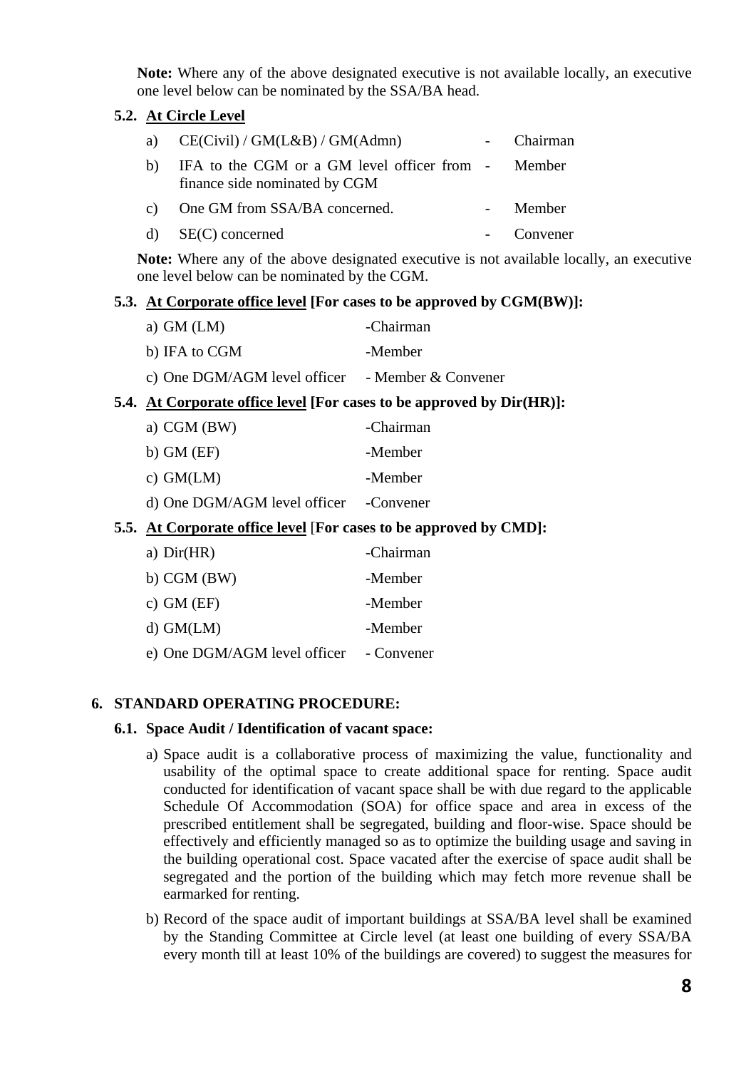**Note:** Where any of the above designated executive is not available locally, an executive one level below can be nominated by the SSA/BA head.

### 5.2. At Circle Level

| | | | |
|---|---|---|---|
| a) | CE(Civil) / GM(L&B) / GM(Admn) | - | Chairman |
| b) | IFA to the CGM or a GM level officer from finance side nominated by CGM | - | Member |
| c) | One GM from SSA/BA concerned. | - | Member |
| d) | SE(C) concerned | - | Convener |

**Note:** Where any of the above designated executive is not available locally, an executive one level below can be nominated by the CGM.

### 5.3. At Corporate office level [For cases to be approved by CGM(BW)]:

| | |
|---|---|
| a) GM (LM) | -Chairman |
| b) IFA to CGM | -Member |
| c) One DGM/AGM level officer | - Member & Convener |

### 5.4. At Corporate office level [For cases to be approved by Dir(HR)]:

| | |
|---|---|
| a) CGM (BW) | -Chairman |
| b) GM (EF) | -Member |
| c) GM(LM) | -Member |
| d) One DGM/AGM level officer | -Convener |

### 5.5. At Corporate office level [For cases to be approved by CMD]:

| | |
|---|---|
| a) Dir(HR) | -Chairman |
| b) CGM (BW) | -Member |
| c) GM (EF) | -Member |
| d) GM(LM) | -Member |
| e) One DGM/AGM level officer | - Convener |

## 6. STANDARD OPERATING PROCEDURE:

### 6.1. Space Audit / Identification of vacant space:

a) Space audit is a collaborative process of maximizing the value, functionality and usability of the optimal space to create additional space for renting. Space audit conducted for identification of vacant space shall be with due regard to the applicable Schedule Of Accommodation (SOA) for office space and area in excess of the prescribed entitlement shall be segregated, building and floor-wise. Space should be effectively and efficiently managed so as to optimize the building usage and saving in the building operational cost. Space vacated after the exercise of space audit shall be segregated and the portion of the building which may fetch more revenue shall be earmarked for renting.

b) Record of the space audit of important buildings at SSA/BA level shall be examined by the Standing Committee at Circle level (at least one building of every SSA/BA every month till at least 10% of the buildings are covered) to suggest the measures for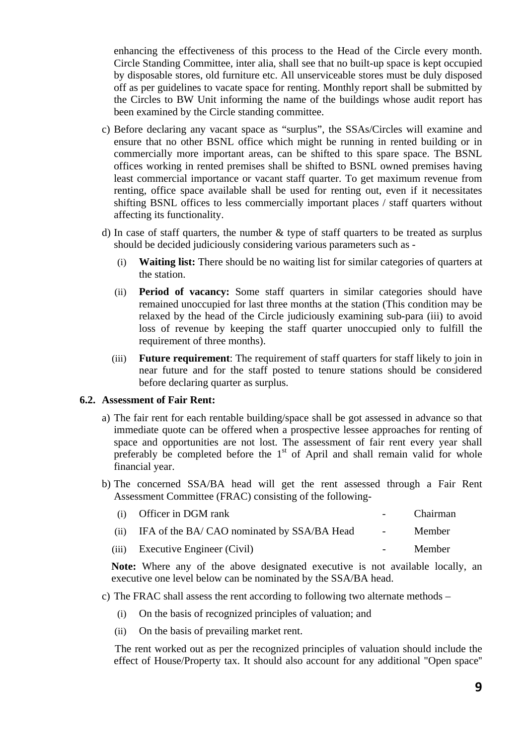enhancing the effectiveness of this process to the Head of the Circle every month. Circle Standing Committee, inter alia, shall see that no built-up space is kept occupied by disposable stores, old furniture etc. All unserviceable stores must be duly disposed off as per guidelines to vacate space for renting. Monthly report shall be submitted by the Circles to BW Unit informing the name of the buildings whose audit report has been examined by the Circle standing committee.

c) Before declaring any vacant space as "surplus", the SSAs/Circles will examine and ensure that no other BSNL office which might be running in rented building or in commercially more important areas, can be shifted to this spare space. The BSNL offices working in rented premises shall be shifted to BSNL owned premises having least commercial importance or vacant staff quarter. To get maximum revenue from renting, office space available shall be used for renting out, even if it necessitates shifting BSNL offices to less commercially important places / staff quarters without affecting its functionality.

d) In case of staff quarters, the number & type of staff quarters to be treated as surplus should be decided judiciously considering various parameters such as -

   (i) **Waiting list:** There should be no waiting list for similar categories of quarters at the station.

   (ii) **Period of vacancy:** Some staff quarters in similar categories should have remained unoccupied for last three months at the station (This condition may be relaxed by the head of the Circle judiciously examining sub-para (iii) to avoid loss of revenue by keeping the staff quarter unoccupied only to fulfill the requirement of three months).

   (iii) **Future requirement**: The requirement of staff quarters for staff likely to join in near future and for the staff posted to tenure stations should be considered before declaring quarter as surplus.

### 6.2. Assessment of Fair Rent:

a) The fair rent for each rentable building/space shall be got assessed in advance so that immediate quote can be offered when a prospective lessee approaches for renting of space and opportunities are not lost. The assessment of fair rent every year shall preferably be completed before the 1st of April and shall remain valid for whole financial year.

b) The concerned SSA/BA head will get the rent assessed through a Fair Rent Assessment Committee (FRAC) consisting of the following-

   (i) Officer in DGM rank - Chairman

   (ii) IFA of the BA/ CAO nominated by SSA/BA Head - Member

   (iii) Executive Engineer (Civil) - Member

**Note:** Where any of the above designated executive is not available locally, an executive one level below can be nominated by the SSA/BA head.

c) The FRAC shall assess the rent according to following two alternate methods –

   (i) On the basis of recognized principles of valuation; and

   (ii) On the basis of prevailing market rent.

The rent worked out as per the recognized principles of valuation should include the effect of House/Property tax. It should also account for any additional "Open space"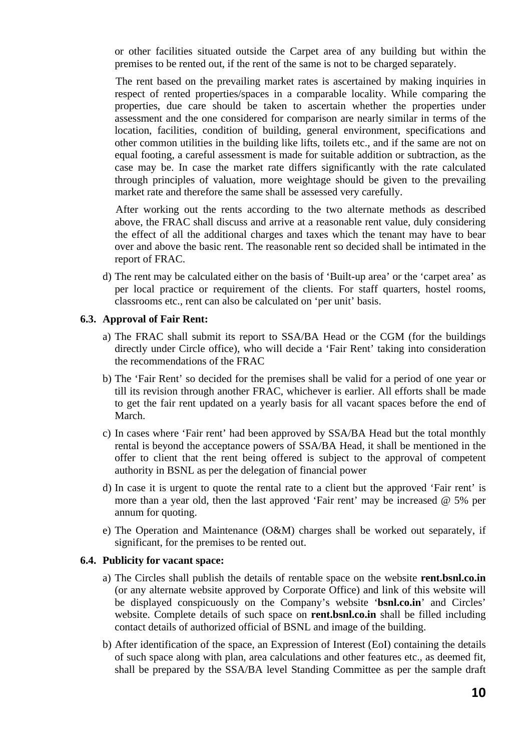or other facilities situated outside the Carpet area of any building but within the premises to be rented out, if the rent of the same is not to be charged separately.

The rent based on the prevailing market rates is ascertained by making inquiries in respect of rented properties/spaces in a comparable locality. While comparing the properties, due care should be taken to ascertain whether the properties under assessment and the one considered for comparison are nearly similar in terms of the location, facilities, condition of building, general environment, specifications and other common utilities in the building like lifts, toilets etc., and if the same are not on equal footing, a careful assessment is made for suitable addition or subtraction, as the case may be. In case the market rate differs significantly with the rate calculated through principles of valuation, more weightage should be given to the prevailing market rate and therefore the same shall be assessed very carefully.

After working out the rents according to the two alternate methods as described above, the FRAC shall discuss and arrive at a reasonable rent value, duly considering the effect of all the additional charges and taxes which the tenant may have to bear over and above the basic rent. The reasonable rent so decided shall be intimated in the report of FRAC.

d) The rent may be calculated either on the basis of 'Built-up area' or the 'carpet area' as per local practice or requirement of the clients. For staff quarters, hostel rooms, classrooms etc., rent can also be calculated on 'per unit' basis.

### 6.3. Approval of Fair Rent:

a) The FRAC shall submit its report to SSA/BA Head or the CGM (for the buildings directly under Circle office), who will decide a 'Fair Rent' taking into consideration the recommendations of the FRAC

b) The 'Fair Rent' so decided for the premises shall be valid for a period of one year or till its revision through another FRAC, whichever is earlier. All efforts shall be made to get the fair rent updated on a yearly basis for all vacant spaces before the end of March.

c) In cases where 'Fair rent' had been approved by SSA/BA Head but the total monthly rental is beyond the acceptance powers of SSA/BA Head, it shall be mentioned in the offer to client that the rent being offered is subject to the approval of competent authority in BSNL as per the delegation of financial power

d) In case it is urgent to quote the rental rate to a client but the approved 'Fair rent' is more than a year old, then the last approved 'Fair rent' may be increased @ 5% per annum for quoting.

e) The Operation and Maintenance (O&M) charges shall be worked out separately, if significant, for the premises to be rented out.

### 6.4. Publicity for vacant space:

a) The Circles shall publish the details of rentable space on the website **rent.bsnl.co.in** (or any alternate website approved by Corporate Office) and link of this website will be displayed conspicuously on the Company's website '**bsnl.co.in**' and Circles' website. Complete details of such space on **rent.bsnl.co.in** shall be filled including contact details of authorized official of BSNL and image of the building.

b) After identification of the space, an Expression of Interest (EoI) containing the details of such space along with plan, area calculations and other features etc., as deemed fit, shall be prepared by the SSA/BA level Standing Committee as per the sample draft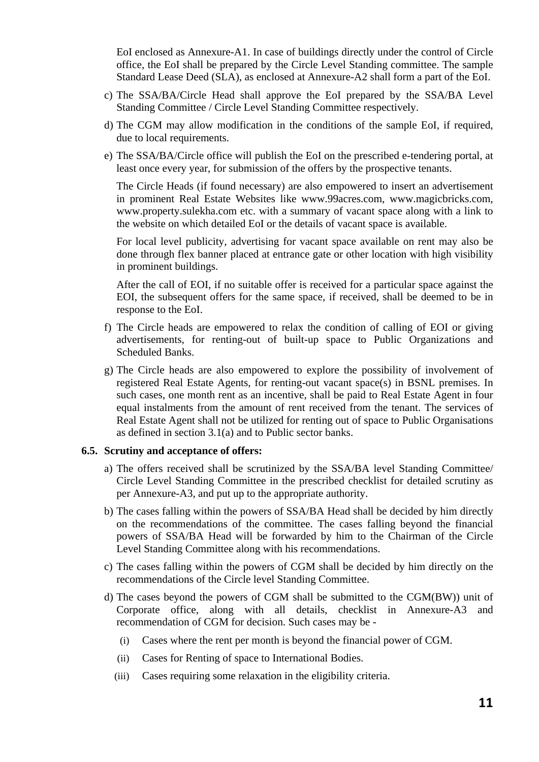EoI enclosed as Annexure-A1. In case of buildings directly under the control of Circle office, the EoI shall be prepared by the Circle Level Standing committee. The sample Standard Lease Deed (SLA), as enclosed at Annexure-A2 shall form a part of the EoI.

c) The SSA/BA/Circle Head shall approve the EoI prepared by the SSA/BA Level Standing Committee / Circle Level Standing Committee respectively.

d) The CGM may allow modification in the conditions of the sample EoI, if required, due to local requirements.

e) The SSA/BA/Circle office will publish the EoI on the prescribed e-tendering portal, at least once every year, for submission of the offers by the prospective tenants.

   The Circle Heads (if found necessary) are also empowered to insert an advertisement in prominent Real Estate Websites like www.99acres.com, www.magicbricks.com, www.property.sulekha.com etc. with a summary of vacant space along with a link to the website on which detailed EoI or the details of vacant space is available.

   For local level publicity, advertising for vacant space available on rent may also be done through flex banner placed at entrance gate or other location with high visibility in prominent buildings.

   After the call of EOI, if no suitable offer is received for a particular space against the EOI, the subsequent offers for the same space, if received, shall be deemed to be in response to the EoI.

f) The Circle heads are empowered to relax the condition of calling of EOI or giving advertisements, for renting-out of built-up space to Public Organizations and Scheduled Banks.

g) The Circle heads are also empowered to explore the possibility of involvement of registered Real Estate Agents, for renting-out vacant space(s) in BSNL premises. In such cases, one month rent as an incentive, shall be paid to Real Estate Agent in four equal instalments from the amount of rent received from the tenant. The services of Real Estate Agent shall not be utilized for renting out of space to Public Organisations as defined in section 3.1(a) and to Public sector banks.

### 6.5. Scrutiny and acceptance of offers:

a) The offers received shall be scrutinized by the SSA/BA level Standing Committee/ Circle Level Standing Committee in the prescribed checklist for detailed scrutiny as per Annexure-A3, and put up to the appropriate authority.

b) The cases falling within the powers of SSA/BA Head shall be decided by him directly on the recommendations of the committee. The cases falling beyond the financial powers of SSA/BA Head will be forwarded by him to the Chairman of the Circle Level Standing Committee along with his recommendations.

c) The cases falling within the powers of CGM shall be decided by him directly on the recommendations of the Circle level Standing Committee.

d) The cases beyond the powers of CGM shall be submitted to the CGM(BW)) unit of Corporate office, along with all details, checklist in Annexure-A3 and recommendation of CGM for decision. Such cases may be -

   (i) Cases where the rent per month is beyond the financial power of CGM.

   (ii) Cases for Renting of space to International Bodies.

   (iii) Cases requiring some relaxation in the eligibility criteria.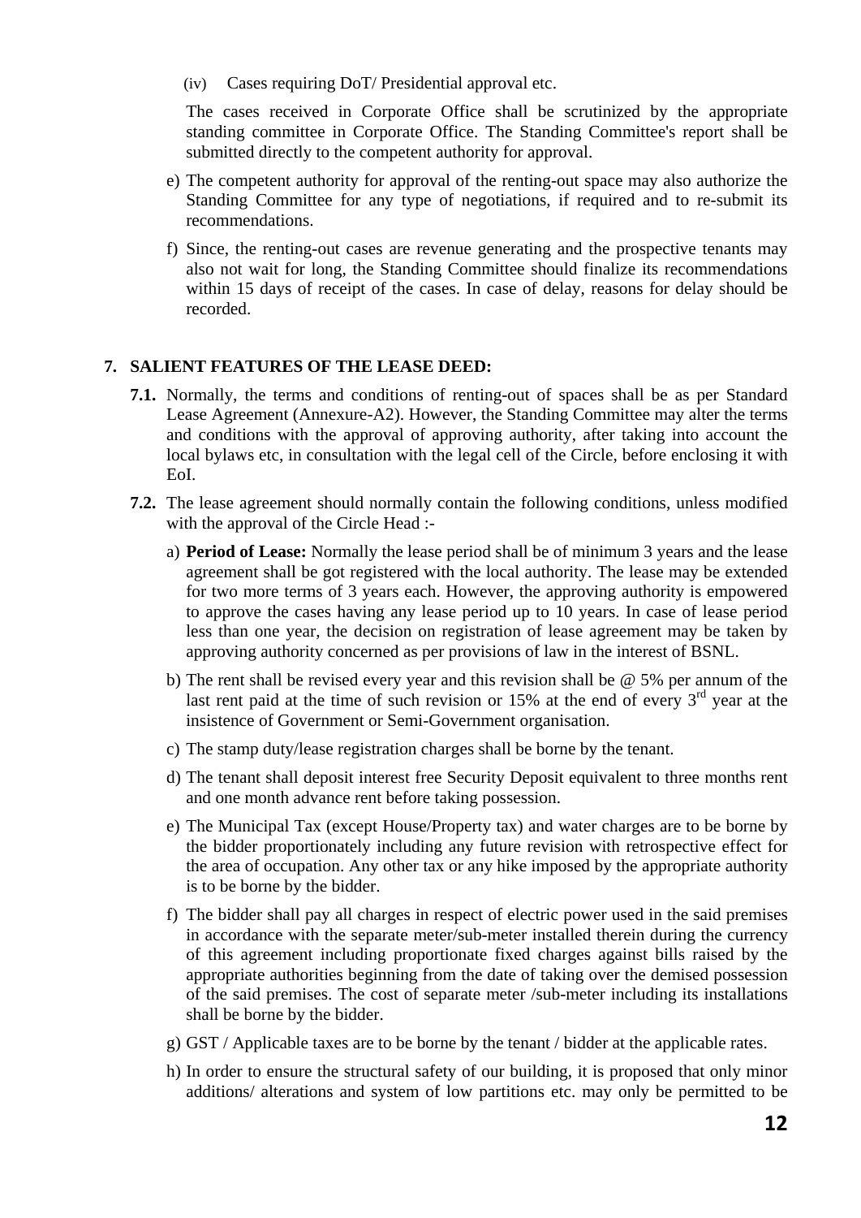(iv) Cases requiring DoT/ Presidential approval etc.

The cases received in Corporate Office shall be scrutinized by the appropriate standing committee in Corporate Office. The Standing Committee's report shall be submitted directly to the competent authority for approval.

e) The competent authority for approval of the renting-out space may also authorize the Standing Committee for any type of negotiations, if required and to re-submit its recommendations.

f) Since, the renting-out cases are revenue generating and the prospective tenants may also not wait for long, the Standing Committee should finalize its recommendations within 15 days of receipt of the cases. In case of delay, reasons for delay should be recorded.

## 7. SALIENT FEATURES OF THE LEASE DEED:

**7.1.** Normally, the terms and conditions of renting-out of spaces shall be as per Standard Lease Agreement (Annexure-A2). However, the Standing Committee may alter the terms and conditions with the approval of approving authority, after taking into account the local bylaws etc, in consultation with the legal cell of the Circle, before enclosing it with EoI.

**7.2.** The lease agreement should normally contain the following conditions, unless modified with the approval of the Circle Head :-

a) **Period of Lease:** Normally the lease period shall be of minimum 3 years and the lease agreement shall be got registered with the local authority. The lease may be extended for two more terms of 3 years each. However, the approving authority is empowered to approve the cases having any lease period up to 10 years. In case of lease period less than one year, the decision on registration of lease agreement may be taken by approving authority concerned as per provisions of law in the interest of BSNL.

b) The rent shall be revised every year and this revision shall be @ 5% per annum of the last rent paid at the time of such revision or 15% at the end of every 3rd year at the insistence of Government or Semi-Government organisation.

c) The stamp duty/lease registration charges shall be borne by the tenant.

d) The tenant shall deposit interest free Security Deposit equivalent to three months rent and one month advance rent before taking possession.

e) The Municipal Tax (except House/Property tax) and water charges are to be borne by the bidder proportionately including any future revision with retrospective effect for the area of occupation. Any other tax or any hike imposed by the appropriate authority is to be borne by the bidder.

f) The bidder shall pay all charges in respect of electric power used in the said premises in accordance with the separate meter/sub-meter installed therein during the currency of this agreement including proportionate fixed charges against bills raised by the appropriate authorities beginning from the date of taking over the demised possession of the said premises. The cost of separate meter /sub-meter including its installations shall be borne by the bidder.

g) GST / Applicable taxes are to be borne by the tenant / bidder at the applicable rates.

h) In order to ensure the structural safety of our building, it is proposed that only minor additions/ alterations and system of low partitions etc. may only be permitted to be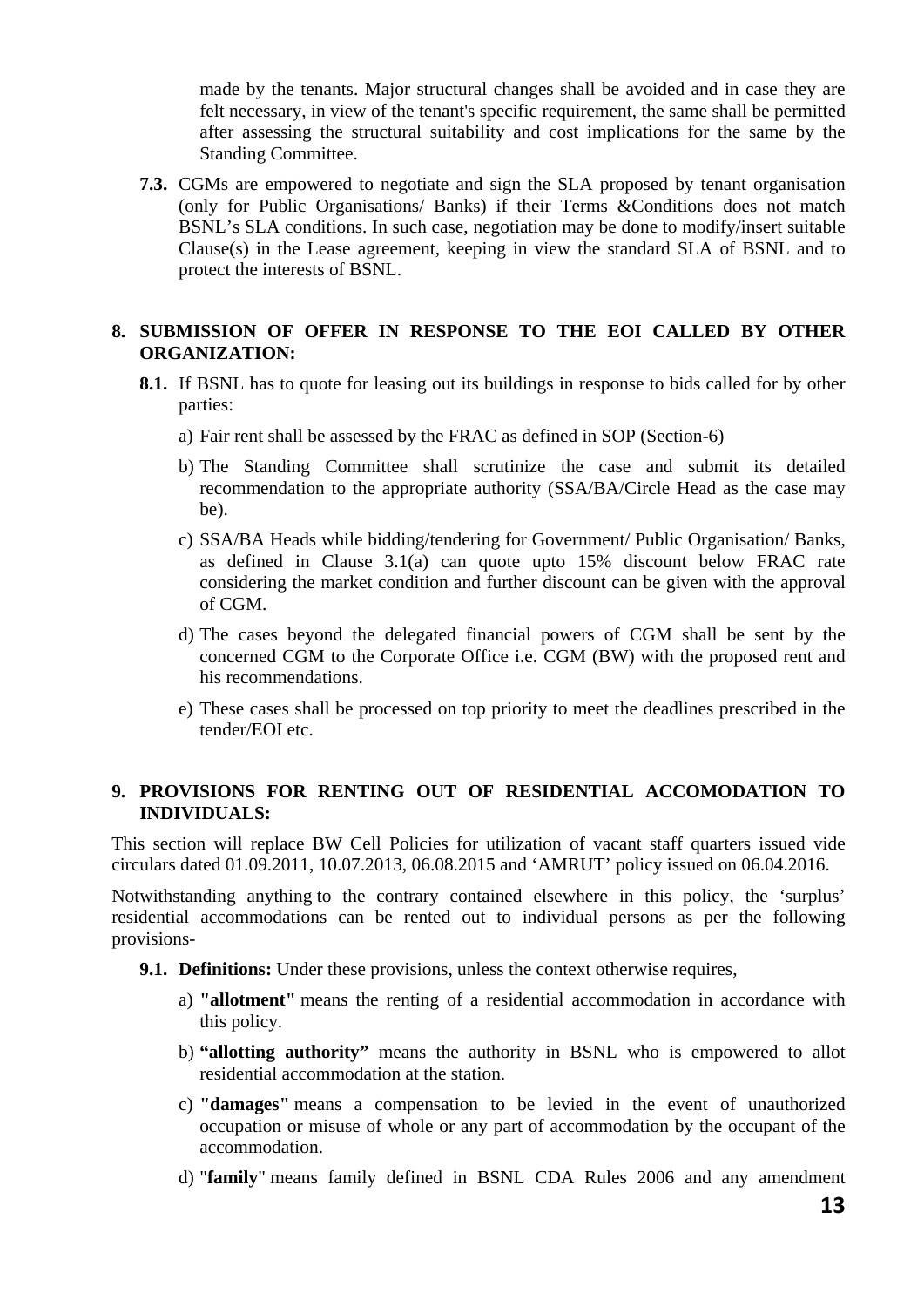made by the tenants. Major structural changes shall be avoided and in case they are felt necessary, in view of the tenant's specific requirement, the same shall be permitted after assessing the structural suitability and cost implications for the same by the Standing Committee.

**7.3.** CGMs are empowered to negotiate and sign the SLA proposed by tenant organisation (only for Public Organisations/ Banks) if their Terms &Conditions does not match BSNL's SLA conditions. In such case, negotiation may be done to modify/insert suitable Clause(s) in the Lease agreement, keeping in view the standard SLA of BSNL and to protect the interests of BSNL.

## 8. SUBMISSION OF OFFER IN RESPONSE TO THE EOI CALLED BY OTHER ORGANIZATION:

**8.1.** If BSNL has to quote for leasing out its buildings in response to bids called for by other parties:

a) Fair rent shall be assessed by the FRAC as defined in SOP (Section-6)

b) The Standing Committee shall scrutinize the case and submit its detailed recommendation to the appropriate authority (SSA/BA/Circle Head as the case may be).

c) SSA/BA Heads while bidding/tendering for Government/ Public Organisation/ Banks, as defined in Clause 3.1(a) can quote upto 15% discount below FRAC rate considering the market condition and further discount can be given with the approval of CGM.

d) The cases beyond the delegated financial powers of CGM shall be sent by the concerned CGM to the Corporate Office i.e. CGM (BW) with the proposed rent and his recommendations.

e) These cases shall be processed on top priority to meet the deadlines prescribed in the tender/EOI etc.

## 9. PROVISIONS FOR RENTING OUT OF RESIDENTIAL ACCOMODATION TO INDIVIDUALS:

This section will replace BW Cell Policies for utilization of vacant staff quarters issued vide circulars dated 01.09.2011, 10.07.2013, 06.08.2015 and 'AMRUT' policy issued on 06.04.2016.

Notwithstanding anything to the contrary contained elsewhere in this policy, the 'surplus' residential accommodations can be rented out to individual persons as per the following provisions-

**9.1. Definitions:** Under these provisions, unless the context otherwise requires,

a) **"allotment"** means the renting of a residential accommodation in accordance with this policy.

b) **"allotting authority"** means the authority in BSNL who is empowered to allot residential accommodation at the station.

c) **"damages"** means a compensation to be levied in the event of unauthorized occupation or misuse of whole or any part of accommodation by the occupant of the accommodation.

d) "**family**" means family defined in BSNL CDA Rules 2006 and any amendment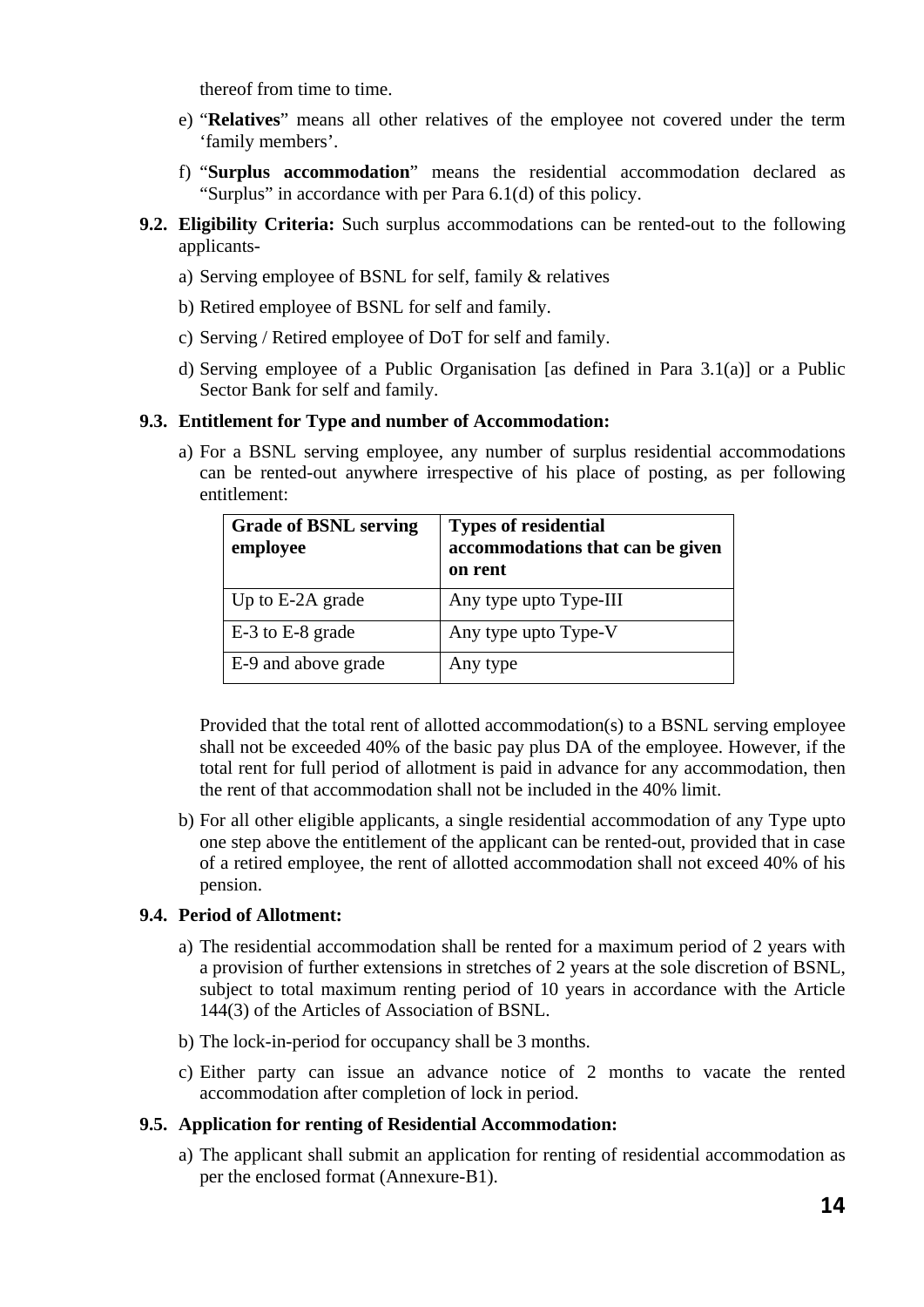thereof from time to time.

e) "**Relatives**" means all other relatives of the employee not covered under the term 'family members'.

f) "**Surplus accommodation**" means the residential accommodation declared as "Surplus" in accordance with per Para 6.1(d) of this policy.

**9.2. Eligibility Criteria:** Such surplus accommodations can be rented-out to the following applicants-

a) Serving employee of BSNL for self, family & relatives

b) Retired employee of BSNL for self and family.

c) Serving / Retired employee of DoT for self and family.

d) Serving employee of a Public Organisation [as defined in Para 3.1(a)] or a Public Sector Bank for self and family.

**9.3. Entitlement for Type and number of Accommodation:**

a) For a BSNL serving employee, any number of surplus residential accommodations can be rented-out anywhere irrespective of his place of posting, as per following entitlement:

| Grade of BSNL serving employee | Types of residential accommodations that can be given on rent |
|---|---|
| Up to E-2A grade | Any type upto Type-III |
| E-3 to E-8 grade | Any type upto Type-V |
| E-9 and above grade | Any type |

Provided that the total rent of allotted accommodation(s) to a BSNL serving employee shall not be exceeded 40% of the basic pay plus DA of the employee. However, if the total rent for full period of allotment is paid in advance for any accommodation, then the rent of that accommodation shall not be included in the 40% limit.

b) For all other eligible applicants, a single residential accommodation of any Type upto one step above the entitlement of the applicant can be rented-out, provided that in case of a retired employee, the rent of allotted accommodation shall not exceed 40% of his pension.

**9.4. Period of Allotment:**

a) The residential accommodation shall be rented for a maximum period of 2 years with a provision of further extensions in stretches of 2 years at the sole discretion of BSNL, subject to total maximum renting period of 10 years in accordance with the Article 144(3) of the Articles of Association of BSNL.

b) The lock-in-period for occupancy shall be 3 months.

c) Either party can issue an advance notice of 2 months to vacate the rented accommodation after completion of lock in period.

**9.5. Application for renting of Residential Accommodation:**

a) The applicant shall submit an application for renting of residential accommodation as per the enclosed format (Annexure-B1).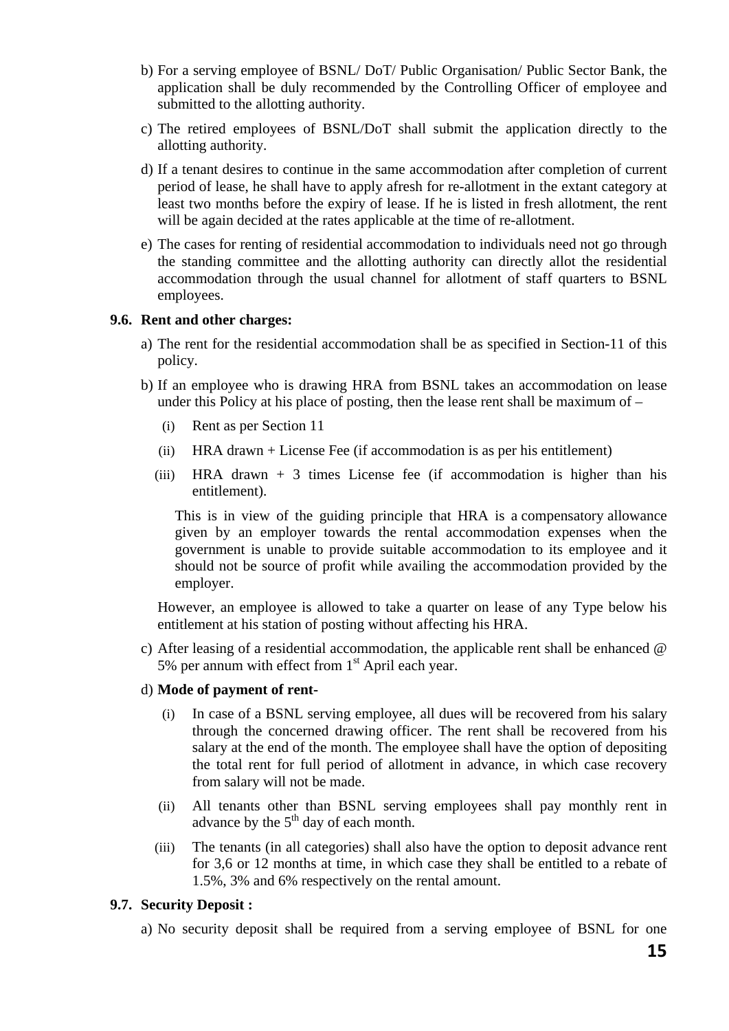b) For a serving employee of BSNL/ DoT/ Public Organisation/ Public Sector Bank, the application shall be duly recommended by the Controlling Officer of employee and submitted to the allotting authority.

c) The retired employees of BSNL/DoT shall submit the application directly to the allotting authority.

d) If a tenant desires to continue in the same accommodation after completion of current period of lease, he shall have to apply afresh for re-allotment in the extant category at least two months before the expiry of lease. If he is listed in fresh allotment, the rent will be again decided at the rates applicable at the time of re-allotment.

e) The cases for renting of residential accommodation to individuals need not go through the standing committee and the allotting authority can directly allot the residential accommodation through the usual channel for allotment of staff quarters to BSNL employees.

### 9.6. Rent and other charges:

a) The rent for the residential accommodation shall be as specified in Section-11 of this policy.

b) If an employee who is drawing HRA from BSNL takes an accommodation on lease under this Policy at his place of posting, then the lease rent shall be maximum of –

  (i) Rent as per Section 11

  (ii) HRA drawn + License Fee (if accommodation is as per his entitlement)

  (iii) HRA drawn + 3 times License fee (if accommodation is higher than his entitlement).

  This is in view of the guiding principle that HRA is a compensatory allowance given by an employer towards the rental accommodation expenses when the government is unable to provide suitable accommodation to its employee and it should not be source of profit while availing the accommodation provided by the employer.

  However, an employee is allowed to take a quarter on lease of any Type below his entitlement at his station of posting without affecting his HRA.

c) After leasing of a residential accommodation, the applicable rent shall be enhanced @ 5% per annum with effect from 1st April each year.

d) **Mode of payment of rent-**

  (i) In case of a BSNL serving employee, all dues will be recovered from his salary through the concerned drawing officer. The rent shall be recovered from his salary at the end of the month. The employee shall have the option of depositing the total rent for full period of allotment in advance, in which case recovery from salary will not be made.

  (ii) All tenants other than BSNL serving employees shall pay monthly rent in advance by the 5th day of each month.

  (iii) The tenants (in all categories) shall also have the option to deposit advance rent for 3,6 or 12 months at time, in which case they shall be entitled to a rebate of 1.5%, 3% and 6% respectively on the rental amount.

### 9.7. Security Deposit :

a) No security deposit shall be required from a serving employee of BSNL for one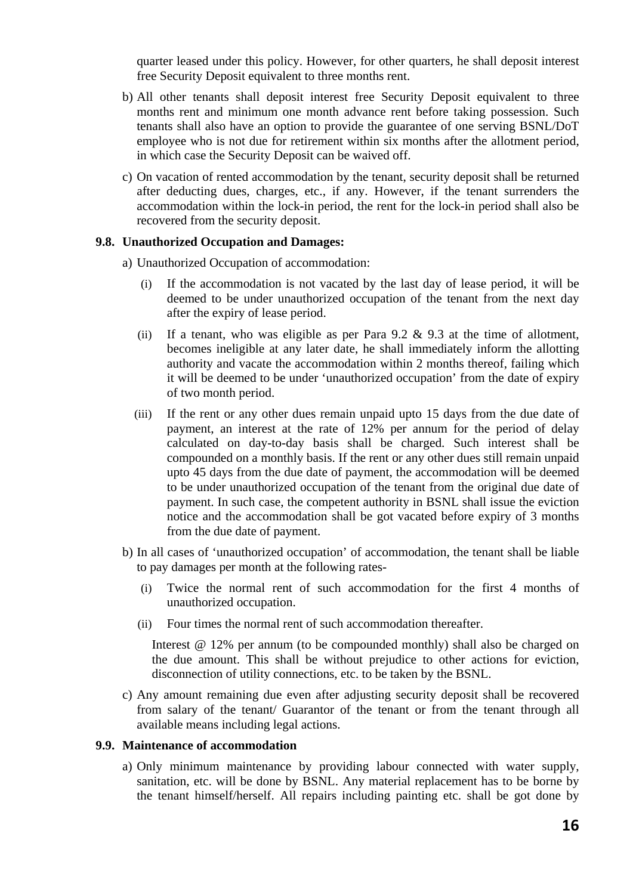quarter leased under this policy. However, for other quarters, he shall deposit interest free Security Deposit equivalent to three months rent.

b) All other tenants shall deposit interest free Security Deposit equivalent to three months rent and minimum one month advance rent before taking possession. Such tenants shall also have an option to provide the guarantee of one serving BSNL/DoT employee who is not due for retirement within six months after the allotment period, in which case the Security Deposit can be waived off.

c) On vacation of rented accommodation by the tenant, security deposit shall be returned after deducting dues, charges, etc., if any. However, if the tenant surrenders the accommodation within the lock-in period, the rent for the lock-in period shall also be recovered from the security deposit.

**9.8. Unauthorized Occupation and Damages:**

a) Unauthorized Occupation of accommodation:

(i) If the accommodation is not vacated by the last day of lease period, it will be deemed to be under unauthorized occupation of the tenant from the next day after the expiry of lease period.

(ii) If a tenant, who was eligible as per Para 9.2 & 9.3 at the time of allotment, becomes ineligible at any later date, he shall immediately inform the allotting authority and vacate the accommodation within 2 months thereof, failing which it will be deemed to be under 'unauthorized occupation' from the date of expiry of two month period.

(iii) If the rent or any other dues remain unpaid upto 15 days from the due date of payment, an interest at the rate of 12% per annum for the period of delay calculated on day-to-day basis shall be charged. Such interest shall be compounded on a monthly basis. If the rent or any other dues still remain unpaid upto 45 days from the due date of payment, the accommodation will be deemed to be under unauthorized occupation of the tenant from the original due date of payment. In such case, the competent authority in BSNL shall issue the eviction notice and the accommodation shall be got vacated before expiry of 3 months from the due date of payment.

b) In all cases of 'unauthorized occupation' of accommodation, the tenant shall be liable to pay damages per month at the following rates-

(i) Twice the normal rent of such accommodation for the first 4 months of unauthorized occupation.

(ii) Four times the normal rent of such accommodation thereafter.

Interest @ 12% per annum (to be compounded monthly) shall also be charged on the due amount. This shall be without prejudice to other actions for eviction, disconnection of utility connections, etc. to be taken by the BSNL.

c) Any amount remaining due even after adjusting security deposit shall be recovered from salary of the tenant/ Guarantor of the tenant or from the tenant through all available means including legal actions.

**9.9. Maintenance of accommodation**

a) Only minimum maintenance by providing labour connected with water supply, sanitation, etc. will be done by BSNL. Any material replacement has to be borne by the tenant himself/herself. All repairs including painting etc. shall be got done by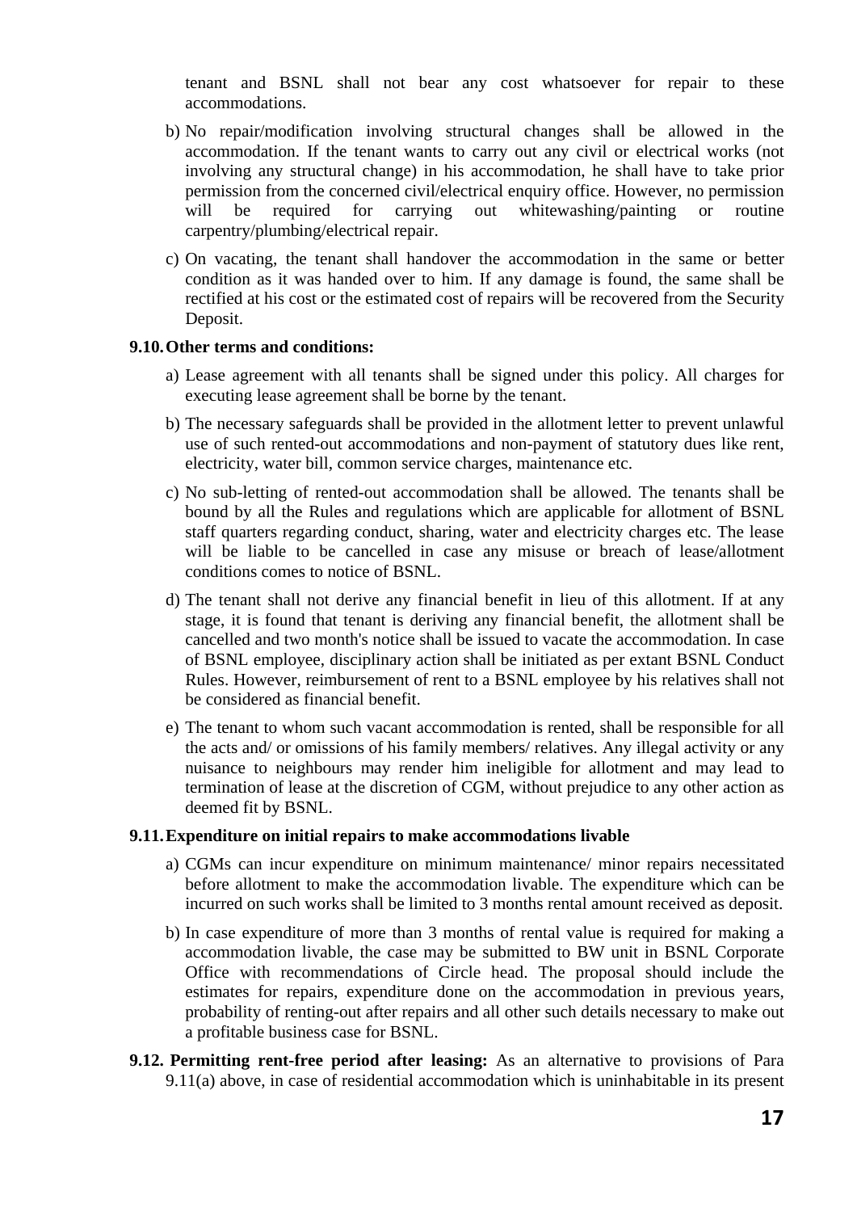tenant and BSNL shall not bear any cost whatsoever for repair to these accommodations.

b) No repair/modification involving structural changes shall be allowed in the accommodation. If the tenant wants to carry out any civil or electrical works (not involving any structural change) in his accommodation, he shall have to take prior permission from the concerned civil/electrical enquiry office. However, no permission will be required for carrying out whitewashing/painting or routine carpentry/plumbing/electrical repair.

c) On vacating, the tenant shall handover the accommodation in the same or better condition as it was handed over to him. If any damage is found, the same shall be rectified at his cost or the estimated cost of repairs will be recovered from the Security Deposit.

**9.10. Other terms and conditions:**

a) Lease agreement with all tenants shall be signed under this policy. All charges for executing lease agreement shall be borne by the tenant.

b) The necessary safeguards shall be provided in the allotment letter to prevent unlawful use of such rented-out accommodations and non-payment of statutory dues like rent, electricity, water bill, common service charges, maintenance etc.

c) No sub-letting of rented-out accommodation shall be allowed. The tenants shall be bound by all the Rules and regulations which are applicable for allotment of BSNL staff quarters regarding conduct, sharing, water and electricity charges etc. The lease will be liable to be cancelled in case any misuse or breach of lease/allotment conditions comes to notice of BSNL.

d) The tenant shall not derive any financial benefit in lieu of this allotment. If at any stage, it is found that tenant is deriving any financial benefit, the allotment shall be cancelled and two month's notice shall be issued to vacate the accommodation. In case of BSNL employee, disciplinary action shall be initiated as per extant BSNL Conduct Rules. However, reimbursement of rent to a BSNL employee by his relatives shall not be considered as financial benefit.

e) The tenant to whom such vacant accommodation is rented, shall be responsible for all the acts and/ or omissions of his family members/ relatives. Any illegal activity or any nuisance to neighbours may render him ineligible for allotment and may lead to termination of lease at the discretion of CGM, without prejudice to any other action as deemed fit by BSNL.

**9.11. Expenditure on initial repairs to make accommodations livable**

a) CGMs can incur expenditure on minimum maintenance/ minor repairs necessitated before allotment to make the accommodation livable. The expenditure which can be incurred on such works shall be limited to 3 months rental amount received as deposit.

b) In case expenditure of more than 3 months of rental value is required for making a accommodation livable, the case may be submitted to BW unit in BSNL Corporate Office with recommendations of Circle head. The proposal should include the estimates for repairs, expenditure done on the accommodation in previous years, probability of renting-out after repairs and all other such details necessary to make out a profitable business case for BSNL.

**9.12. Permitting rent-free period after leasing:** As an alternative to provisions of Para 9.11(a) above, in case of residential accommodation which is uninhabitable in its present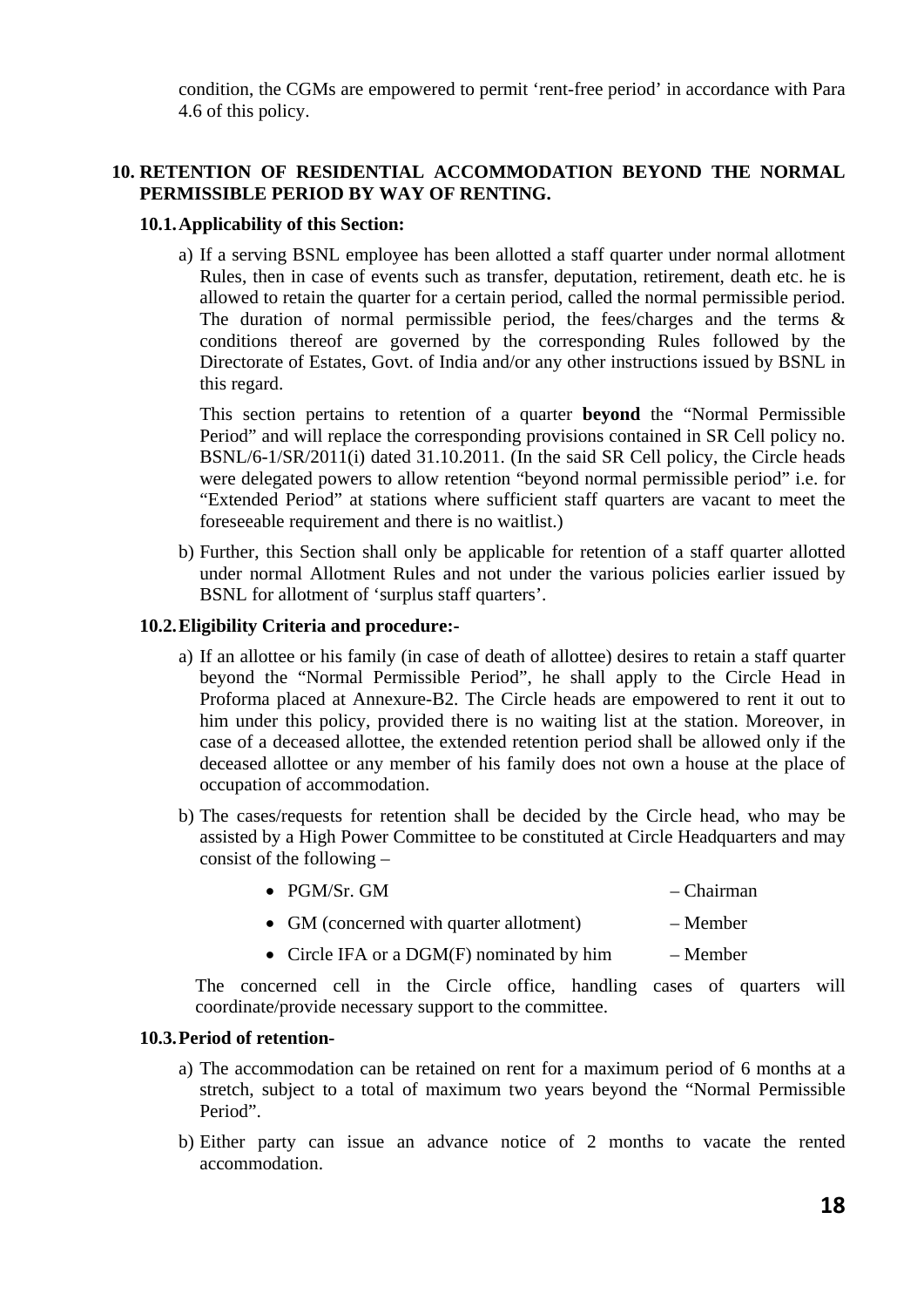condition, the CGMs are empowered to permit 'rent-free period' in accordance with Para 4.6 of this policy.

## 10. RETENTION OF RESIDENTIAL ACCOMMODATION BEYOND THE NORMAL PERMISSIBLE PERIOD BY WAY OF RENTING.

### 10.1. Applicability of this Section:

a) If a serving BSNL employee has been allotted a staff quarter under normal allotment Rules, then in case of events such as transfer, deputation, retirement, death etc. he is allowed to retain the quarter for a certain period, called the normal permissible period. The duration of normal permissible period, the fees/charges and the terms & conditions thereof are governed by the corresponding Rules followed by the Directorate of Estates, Govt. of India and/or any other instructions issued by BSNL in this regard.

   This section pertains to retention of a quarter **beyond** the "Normal Permissible Period" and will replace the corresponding provisions contained in SR Cell policy no. BSNL/6-1/SR/2011(i) dated 31.10.2011. (In the said SR Cell policy, the Circle heads were delegated powers to allow retention "beyond normal permissible period" i.e. for "Extended Period" at stations where sufficient staff quarters are vacant to meet the foreseeable requirement and there is no waitlist.)

b) Further, this Section shall only be applicable for retention of a staff quarter allotted under normal Allotment Rules and not under the various policies earlier issued by BSNL for allotment of 'surplus staff quarters'.

### 10.2. Eligibility Criteria and procedure:-

a) If an allottee or his family (in case of death of allottee) desires to retain a staff quarter beyond the "Normal Permissible Period", he shall apply to the Circle Head in Proforma placed at Annexure-B2. The Circle heads are empowered to rent it out to him under this policy, provided there is no waiting list at the station. Moreover, in case of a deceased allottee, the extended retention period shall be allowed only if the deceased allottee or any member of his family does not own a house at the place of occupation of accommodation.

b) The cases/requests for retention shall be decided by the Circle head, who may be assisted by a High Power Committee to be constituted at Circle Headquarters and may consist of the following –

   - PGM/Sr. GM – Chairman
   - GM (concerned with quarter allotment) – Member
   - Circle IFA or a DGM(F) nominated by him – Member

   The concerned cell in the Circle office, handling cases of quarters will coordinate/provide necessary support to the committee.

### 10.3. Period of retention-

a) The accommodation can be retained on rent for a maximum period of 6 months at a stretch, subject to a total of maximum two years beyond the "Normal Permissible Period".

b) Either party can issue an advance notice of 2 months to vacate the rented accommodation.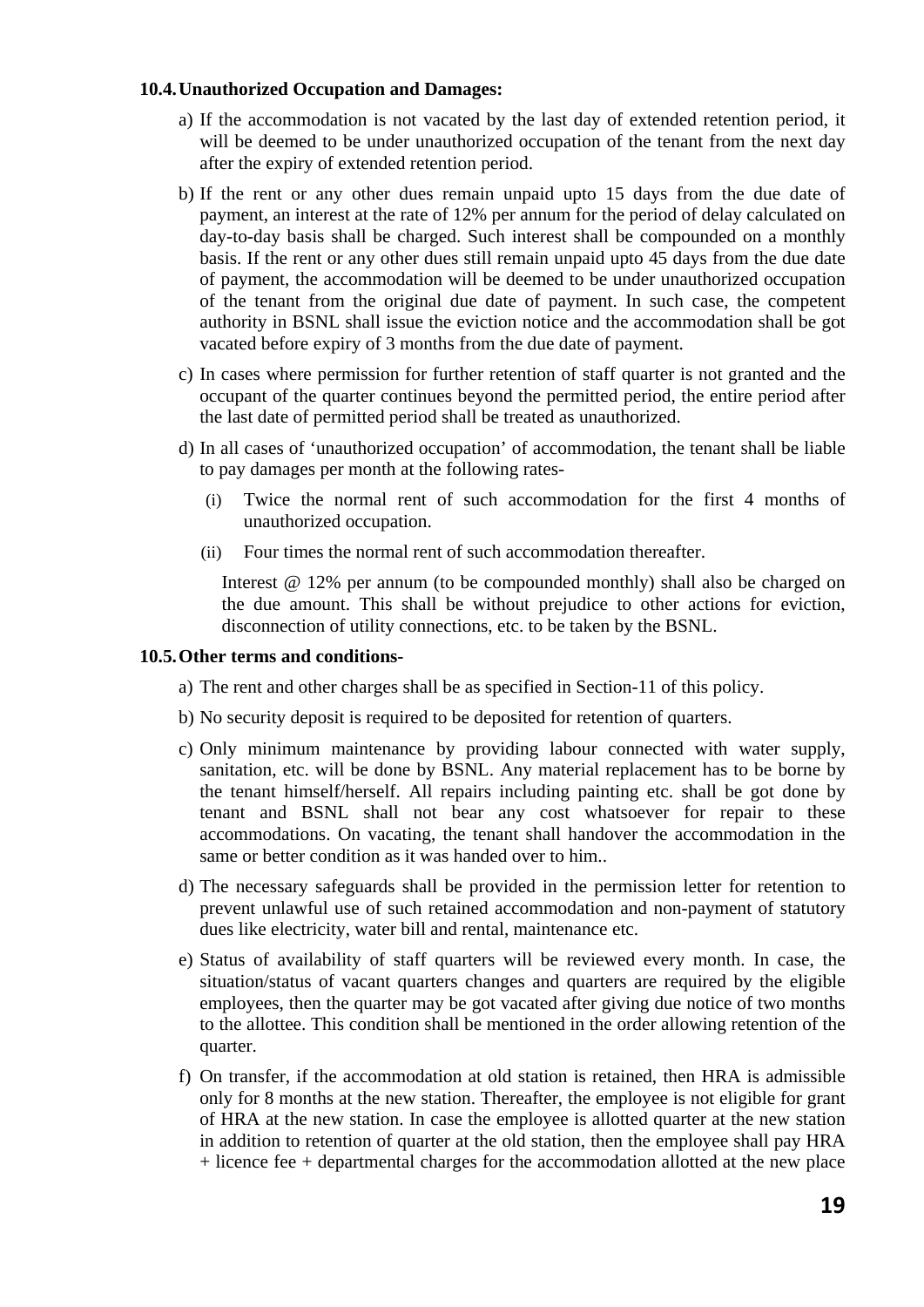### 10.4. Unauthorized Occupation and Damages:

a) If the accommodation is not vacated by the last day of extended retention period, it will be deemed to be under unauthorized occupation of the tenant from the next day after the expiry of extended retention period.

b) If the rent or any other dues remain unpaid upto 15 days from the due date of payment, an interest at the rate of 12% per annum for the period of delay calculated on day-to-day basis shall be charged. Such interest shall be compounded on a monthly basis. If the rent or any other dues still remain unpaid upto 45 days from the due date of payment, the accommodation will be deemed to be under unauthorized occupation of the tenant from the original due date of payment. In such case, the competent authority in BSNL shall issue the eviction notice and the accommodation shall be got vacated before expiry of 3 months from the due date of payment.

c) In cases where permission for further retention of staff quarter is not granted and the occupant of the quarter continues beyond the permitted period, the entire period after the last date of permitted period shall be treated as unauthorized.

d) In all cases of 'unauthorized occupation' of accommodation, the tenant shall be liable to pay damages per month at the following rates-

   (i) Twice the normal rent of such accommodation for the first 4 months of unauthorized occupation.

   (ii) Four times the normal rent of such accommodation thereafter.

   Interest @ 12% per annum (to be compounded monthly) shall also be charged on the due amount. This shall be without prejudice to other actions for eviction, disconnection of utility connections, etc. to be taken by the BSNL.

### 10.5. Other terms and conditions-

a) The rent and other charges shall be as specified in Section-11 of this policy.

b) No security deposit is required to be deposited for retention of quarters.

c) Only minimum maintenance by providing labour connected with water supply, sanitation, etc. will be done by BSNL. Any material replacement has to be borne by the tenant himself/herself. All repairs including painting etc. shall be got done by tenant and BSNL shall not bear any cost whatsoever for repair to these accommodations. On vacating, the tenant shall handover the accommodation in the same or better condition as it was handed over to him..

d) The necessary safeguards shall be provided in the permission letter for retention to prevent unlawful use of such retained accommodation and non-payment of statutory dues like electricity, water bill and rental, maintenance etc.

e) Status of availability of staff quarters will be reviewed every month. In case, the situation/status of vacant quarters changes and quarters are required by the eligible employees, then the quarter may be got vacated after giving due notice of two months to the allottee. This condition shall be mentioned in the order allowing retention of the quarter.

f) On transfer, if the accommodation at old station is retained, then HRA is admissible only for 8 months at the new station. Thereafter, the employee is not eligible for grant of HRA at the new station. In case the employee is allotted quarter at the new station in addition to retention of quarter at the old station, then the employee shall pay HRA + licence fee + departmental charges for the accommodation allotted at the new place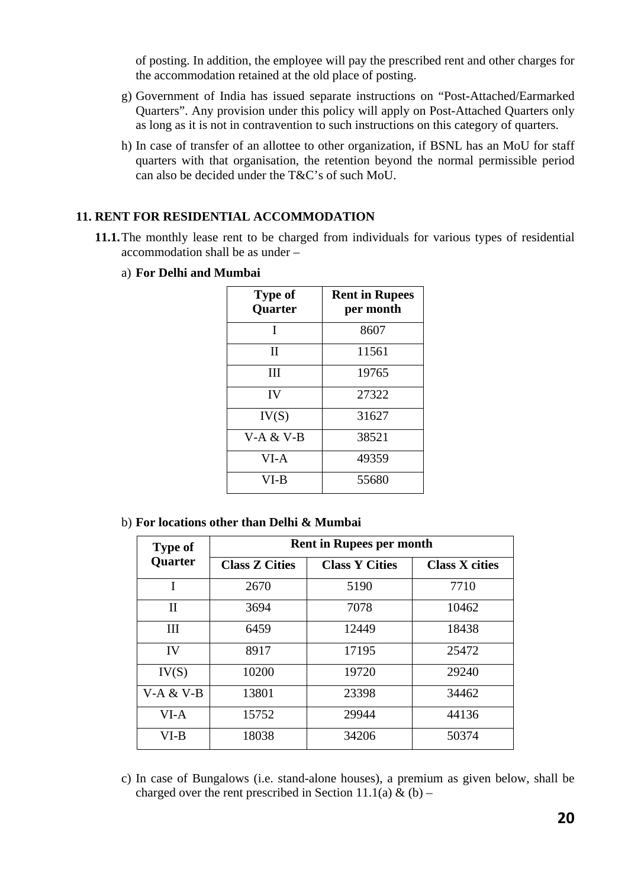of posting. In addition, the employee will pay the prescribed rent and other charges for the accommodation retained at the old place of posting.

g) Government of India has issued separate instructions on "Post-Attached/Earmarked Quarters". Any provision under this policy will apply on Post-Attached Quarters only as long as it is not in contravention to such instructions on this category of quarters.

h) In case of transfer of an allottee to other organization, if BSNL has an MoU for staff quarters with that organisation, the retention beyond the normal permissible period can also be decided under the T&C's of such MoU.

## 11. RENT FOR RESIDENTIAL ACCOMMODATION

**11.1.** The monthly lease rent to be charged from individuals for various types of residential accommodation shall be as under –

a) **For Delhi and Mumbai**

| Type of Quarter | Rent in Rupees per month |
|---|---|
| I | 8607 |
| II | 11561 |
| III | 19765 |
| IV | 27322 |
| IV(S) | 31627 |
| V-A & V-B | 38521 |
| VI-A | 49359 |
| VI-B | 55680 |

b) **For locations other than Delhi & Mumbai**

| Type of Quarter | Rent in Rupees per month | | |
|---|---|---|---|
| | Class Z Cities | Class Y Cities | Class X cities |
| I | 2670 | 5190 | 7710 |
| II | 3694 | 7078 | 10462 |
| III | 6459 | 12449 | 18438 |
| IV | 8917 | 17195 | 25472 |
| IV(S) | 10200 | 19720 | 29240 |
| V-A & V-B | 13801 | 23398 | 34462 |
| VI-A | 15752 | 29944 | 44136 |
| VI-B | 18038 | 34206 | 50374 |

c) In case of Bungalows (i.e. stand-alone houses), a premium as given below, shall be charged over the rent prescribed in Section 11.1(a) & (b) –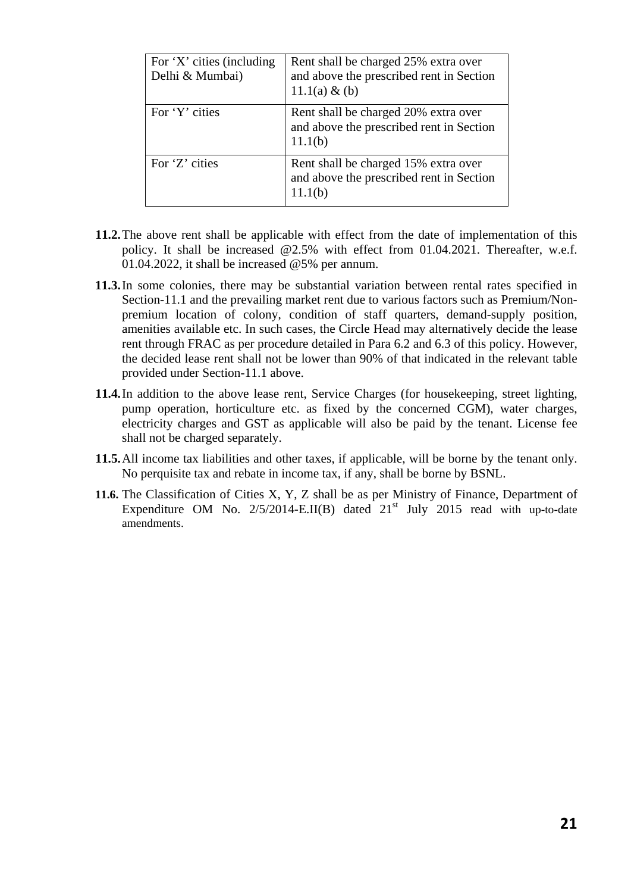| | |
|---|---|
| For 'X' cities (including Delhi & Mumbai) | Rent shall be charged 25% extra over and above the prescribed rent in Section 11.1(a) & (b) |
| For 'Y' cities | Rent shall be charged 20% extra over and above the prescribed rent in Section 11.1(b) |
| For 'Z' cities | Rent shall be charged 15% extra over and above the prescribed rent in Section 11.1(b) |

**11.2.** The above rent shall be applicable with effect from the date of implementation of this policy. It shall be increased @2.5% with effect from 01.04.2021. Thereafter, w.e.f. 01.04.2022, it shall be increased @5% per annum.

**11.3.** In some colonies, there may be substantial variation between rental rates specified in Section-11.1 and the prevailing market rent due to various factors such as Premium/Non-premium location of colony, condition of staff quarters, demand-supply position, amenities available etc. In such cases, the Circle Head may alternatively decide the lease rent through FRAC as per procedure detailed in Para 6.2 and 6.3 of this policy. However, the decided lease rent shall not be lower than 90% of that indicated in the relevant table provided under Section-11.1 above.

**11.4.** In addition to the above lease rent, Service Charges (for housekeeping, street lighting, pump operation, horticulture etc. as fixed by the concerned CGM), water charges, electricity charges and GST as applicable will also be paid by the tenant. License fee shall not be charged separately.

**11.5.** All income tax liabilities and other taxes, if applicable, will be borne by the tenant only. No perquisite tax and rebate in income tax, if any, shall be borne by BSNL.

**11.6.** The Classification of Cities X, Y, Z shall be as per Ministry of Finance, Department of Expenditure OM No. 2/5/2014-E.II(B) dated 21st July 2015 read with up-to-date amendments.